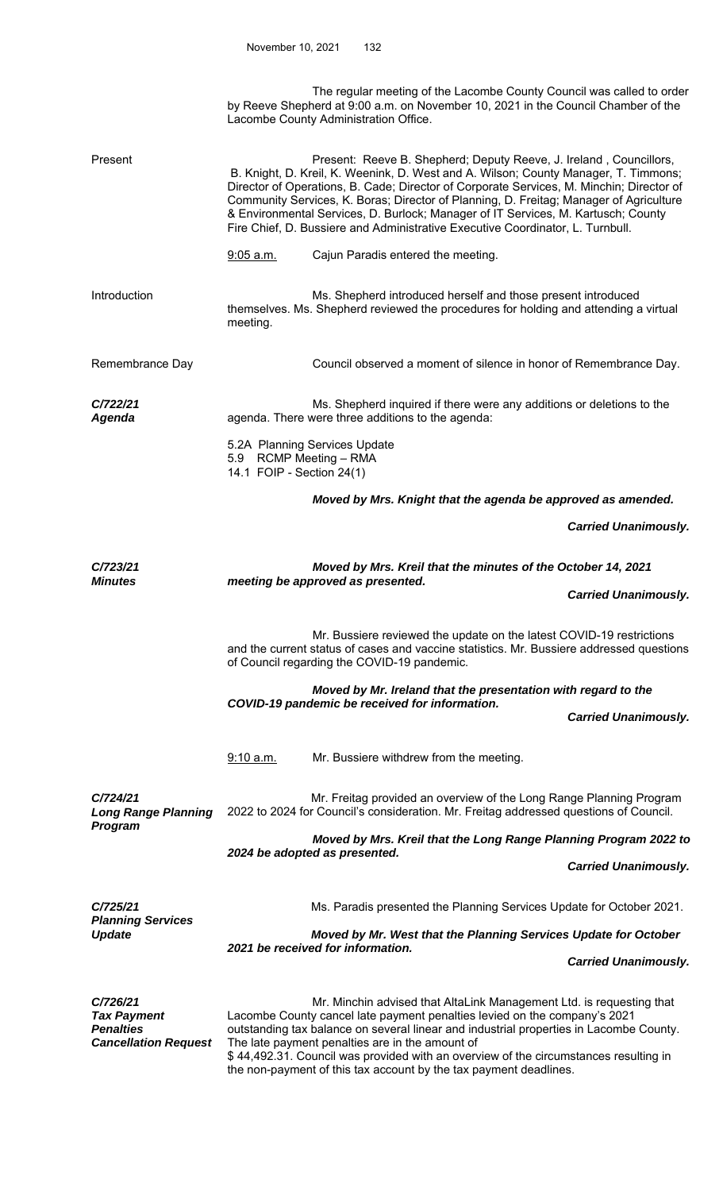The regular meeting of the Lacombe County Council was called to order by Reeve Shepherd at 9:00 a.m. on November 10, 2021 in the Council Chamber of the Lacombe County Administration Office.

**Present**

Present: Reeve B. Shepherd; Deputy Reeve, J. Ireland , Councillors, B. Knight, D. Kreil, K. Weenink, D. West and A. Wilson; County Manager, T. Timmons; Director of Operations, B. Cade; Director of Corporate Services, M. Minchin; Director of Community Services, K. Boras; Director of Planning, D. Freitag; Manager of Agriculture & Environmental Services, D. Burlock; Manager of IT Services, M. Kartusch; County Fire Chief, D. Bussiere and Administrative Executive Coordinator, L. Turnbull.

9:05 a.m. Cajun Paradis entered the meeting.

**Introduction**

Ms. Shepherd introduced herself and those present introduced themselves. Ms. Shepherd reviewed the procedures for holding and attending a virtual meeting.

**Remembrance Day**

Council observed a moment of silence in honor of Remembrance Day.

***C/722/21***
***Agenda***

Ms. Shepherd inquired if there were any additions or deletions to the agenda. There were three additions to the agenda:

5.2A Planning Services Update
5.9 RCMP Meeting – RMA
14.1 FOIP - Section 24(1)

***Moved by Mrs. Knight that the agenda be approved as amended.***

***Carried Unanimously.***

***C/723/21***
***Minutes***

***Moved by Mrs. Kreil that the minutes of the October 14, 2021 meeting be approved as presented.***

***Carried Unanimously.***

Mr. Bussiere reviewed the update on the latest COVID-19 restrictions and the current status of cases and vaccine statistics. Mr. Bussiere addressed questions of Council regarding the COVID-19 pandemic.

***Moved by Mr. Ireland that the presentation with regard to the COVID-19 pandemic be received for information.***

***Carried Unanimously.***

9:10 a.m. Mr. Bussiere withdrew from the meeting.

***C/724/21***
***Long Range Planning Program***

Mr. Freitag provided an overview of the Long Range Planning Program 2022 to 2024 for Council's consideration. Mr. Freitag addressed questions of Council.

***Moved by Mrs. Kreil that the Long Range Planning Program 2022 to 2024 be adopted as presented.***

***Carried Unanimously.***

***C/725/21***
***Planning Services Update***

Ms. Paradis presented the Planning Services Update for October 2021.

***Moved by Mr. West that the Planning Services Update for October 2021 be received for information.***

***Carried Unanimously.***

***C/726/21***
***Tax Payment Penalties Cancellation Request***

Mr. Minchin advised that AltaLink Management Ltd. is requesting that Lacombe County cancel late payment penalties levied on the company's 2021 outstanding tax balance on several linear and industrial properties in Lacombe County. The late payment penalties are in the amount of $ 44,492.31. Council was provided with an overview of the circumstances resulting in the non-payment of this tax account by the tax payment deadlines.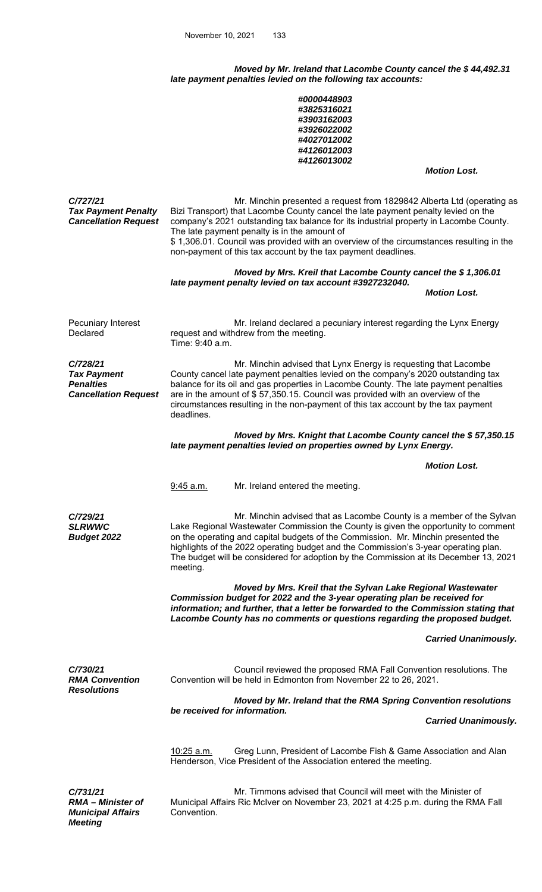***Moved by Mr. Ireland that Lacombe County cancel the $ 44,492.31 late payment penalties levied on the following tax accounts:***

***#0000448903***
***#3825316021***
***#3903162003***
***#3926022002***
***#4027012002***
***#4126012003***
***#4126013002***

***Motion Lost.***

***C/727/21***
***Tax Payment Penalty Cancellation Request***

Mr. Minchin presented a request from 1829842 Alberta Ltd (operating as Bizi Transport) that Lacombe County cancel the late payment penalty levied on the company's 2021 outstanding tax balance for its industrial property in Lacombe County. The late payment penalty is in the amount of $ 1,306.01. Council was provided with an overview of the circumstances resulting in the non-payment of this tax account by the tax payment deadlines.

***Moved by Mrs. Kreil that Lacombe County cancel the $ 1,306.01 late payment penalty levied on tax account #3927232040.***

***Motion Lost.***

Pecuniary Interest Declared

Mr. Ireland declared a pecuniary interest regarding the Lynx Energy request and withdrew from the meeting.
Time: 9:40 a.m.

***C/728/21***
***Tax Payment Penalties Cancellation Request***

Mr. Minchin advised that Lynx Energy is requesting that Lacombe County cancel late payment penalties levied on the company's 2020 outstanding tax balance for its oil and gas properties in Lacombe County. The late payment penalties are in the amount of $ 57,350.15. Council was provided with an overview of the circumstances resulting in the non-payment of this tax account by the tax payment deadlines.

***Moved by Mrs. Knight that Lacombe County cancel the $ 57,350.15 late payment penalties levied on properties owned by Lynx Energy.***

***Motion Lost.***

9:45 a.m. Mr. Ireland entered the meeting.

***C/729/21***
***SLRWWC Budget 2022***

Mr. Minchin advised that as Lacombe County is a member of the Sylvan Lake Regional Wastewater Commission the County is given the opportunity to comment on the operating and capital budgets of the Commission. Mr. Minchin presented the highlights of the 2022 operating budget and the Commission's 3-year operating plan. The budget will be considered for adoption by the Commission at its December 13, 2021 meeting.

***Moved by Mrs. Kreil that the Sylvan Lake Regional Wastewater Commission budget for 2022 and the 3-year operating plan be received for information; and further, that a letter be forwarded to the Commission stating that Lacombe County has no comments or questions regarding the proposed budget.***

***Carried Unanimously.***

***C/730/21***
***RMA Convention Resolutions***

Council reviewed the proposed RMA Fall Convention resolutions. The Convention will be held in Edmonton from November 22 to 26, 2021.

***Moved by Mr. Ireland that the RMA Spring Convention resolutions be received for information.***

***Carried Unanimously.***

10:25 a.m. Greg Lunn, President of Lacombe Fish & Game Association and Alan Henderson, Vice President of the Association entered the meeting.

***C/731/21***
***RMA – Minister of Municipal Affairs Meeting***

Mr. Timmons advised that Council will meet with the Minister of Municipal Affairs Ric McIver on November 23, 2021 at 4:25 p.m. during the RMA Fall Convention.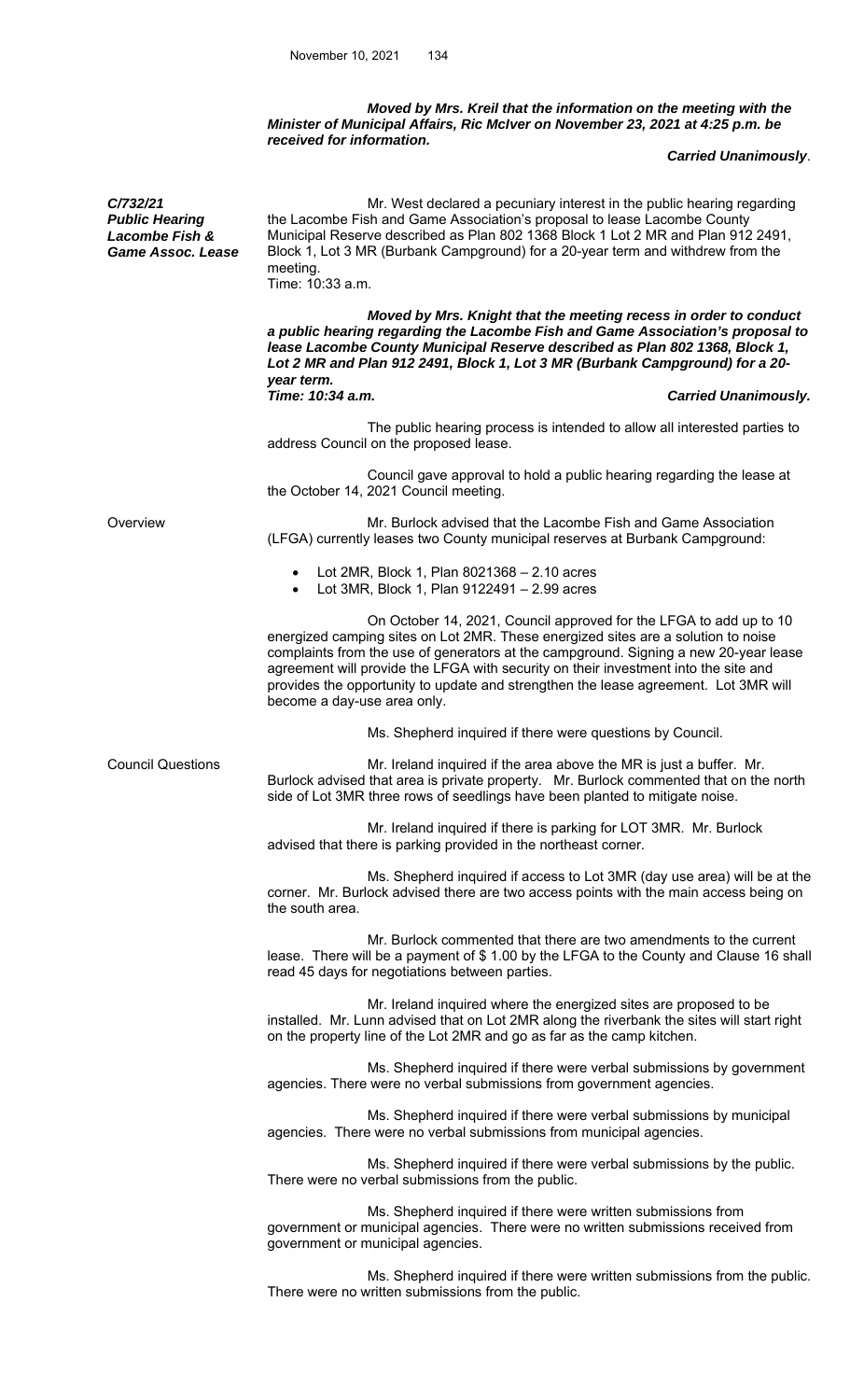***Moved by Mrs. Kreil that the information on the meeting with the Minister of Municipal Affairs, Ric McIver on November 23, 2021 at 4:25 p.m. be received for information.***

***Carried Unanimously*.**

***C/732/21***
***Public Hearing***
***Lacombe Fish & Game Assoc. Lease***

Mr. West declared a pecuniary interest in the public hearing regarding the Lacombe Fish and Game Association's proposal to lease Lacombe County Municipal Reserve described as Plan 802 1368 Block 1 Lot 2 MR and Plan 912 2491, Block 1, Lot 3 MR (Burbank Campground) for a 20-year term and withdrew from the meeting.
Time: 10:33 a.m.

***Moved by Mrs. Knight that the meeting recess in order to conduct a public hearing regarding the Lacombe Fish and Game Association's proposal to lease Lacombe County Municipal Reserve described as Plan 802 1368, Block 1, Lot 2 MR and Plan 912 2491, Block 1, Lot 3 MR (Burbank Campground) for a 20-year term.***
***Time: 10:34 a.m.*** ***Carried Unanimously.***

The public hearing process is intended to allow all interested parties to address Council on the proposed lease.

Council gave approval to hold a public hearing regarding the lease at the October 14, 2021 Council meeting.

Overview

Mr. Burlock advised that the Lacombe Fish and Game Association (LFGA) currently leases two County municipal reserves at Burbank Campground:

- Lot 2MR, Block 1, Plan 8021368 – 2.10 acres
- Lot 3MR, Block 1, Plan 9122491 – 2.99 acres

On October 14, 2021, Council approved for the LFGA to add up to 10 energized camping sites on Lot 2MR. These energized sites are a solution to noise complaints from the use of generators at the campground. Signing a new 20-year lease agreement will provide the LFGA with security on their investment into the site and provides the opportunity to update and strengthen the lease agreement. Lot 3MR will become a day-use area only.

Ms. Shepherd inquired if there were questions by Council.

Council Questions

Mr. Ireland inquired if the area above the MR is just a buffer. Mr. Burlock advised that area is private property. Mr. Burlock commented that on the north side of Lot 3MR three rows of seedlings have been planted to mitigate noise.

Mr. Ireland inquired if there is parking for LOT 3MR. Mr. Burlock advised that there is parking provided in the northeast corner.

Ms. Shepherd inquired if access to Lot 3MR (day use area) will be at the corner. Mr. Burlock advised there are two access points with the main access being on the south area.

Mr. Burlock commented that there are two amendments to the current lease. There will be a payment of $ 1.00 by the LFGA to the County and Clause 16 shall read 45 days for negotiations between parties.

Mr. Ireland inquired where the energized sites are proposed to be installed. Mr. Lunn advised that on Lot 2MR along the riverbank the sites will start right on the property line of the Lot 2MR and go as far as the camp kitchen.

Ms. Shepherd inquired if there were verbal submissions by government agencies. There were no verbal submissions from government agencies.

Ms. Shepherd inquired if there were verbal submissions by municipal agencies. There were no verbal submissions from municipal agencies.

Ms. Shepherd inquired if there were verbal submissions by the public. There were no verbal submissions from the public.

Ms. Shepherd inquired if there were written submissions from government or municipal agencies. There were no written submissions received from government or municipal agencies.

Ms. Shepherd inquired if there were written submissions from the public. There were no written submissions from the public.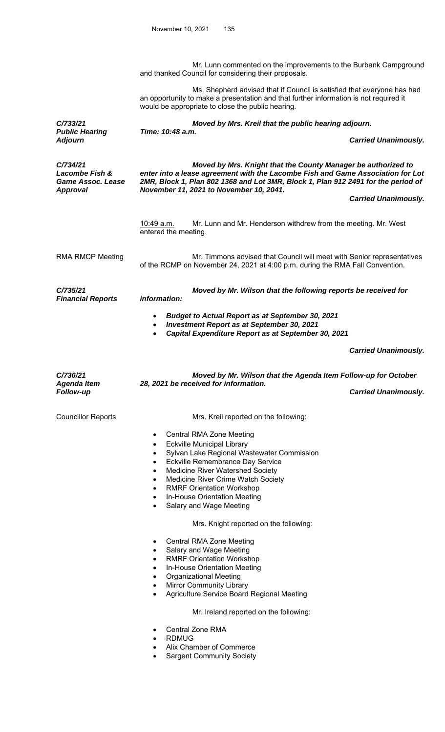Mr. Lunn commented on the improvements to the Burbank Campground and thanked Council for considering their proposals.

Ms. Shepherd advised that if Council is satisfied that everyone has had an opportunity to make a presentation and that further information is not required it would be appropriate to close the public hearing.

***C/733/21***
***Public Hearing Adjourn***

***Moved by Mrs. Kreil that the public hearing adjourn.***
***Time: 10:48 a.m.***

***Carried Unanimously.***

***C/734/21***
***Lacombe Fish & Game Assoc. Lease Approval***

***Moved by Mrs. Knight that the County Manager be authorized to enter into a lease agreement with the Lacombe Fish and Game Association for Lot 2MR, Block 1, Plan 802 1368 and Lot 3MR, Block 1, Plan 912 2491 for the period of November 11, 2021 to November 10, 2041.***

***Carried Unanimously.***

10:49 a.m. Mr. Lunn and Mr. Henderson withdrew from the meeting. Mr. West entered the meeting.

RMA RMCP Meeting

Mr. Timmons advised that Council will meet with Senior representatives of the RCMP on November 24, 2021 at 4:00 p.m. during the RMA Fall Convention.

***C/735/21***
***Financial Reports***

***Moved by Mr. Wilson that the following reports be received for information:***

- ***Budget to Actual Report as at September 30, 2021***
- ***Investment Report as at September 30, 2021***
- ***Capital Expenditure Report as at September 30, 2021***

***Carried Unanimously.***

***C/736/21***
***Agenda Item Follow-up***

***Moved by Mr. Wilson that the Agenda Item Follow-up for October 28, 2021 be received for information.***

***Carried Unanimously.***

Councillor Reports

Mrs. Kreil reported on the following:

- Central RMA Zone Meeting
- Eckville Municipal Library
- Sylvan Lake Regional Wastewater Commission
- Eckville Remembrance Day Service
- Medicine River Watershed Society
- Medicine River Crime Watch Society
- RMRF Orientation Workshop
- In-House Orientation Meeting
- Salary and Wage Meeting

Mrs. Knight reported on the following:

- Central RMA Zone Meeting
- Salary and Wage Meeting
- RMRF Orientation Workshop
- In-House Orientation Meeting
- Organizational Meeting
- Mirror Community Library
- Agriculture Service Board Regional Meeting

Mr. Ireland reported on the following:

- Central Zone RMA
- RDMUG
- Alix Chamber of Commerce
- Sargent Community Society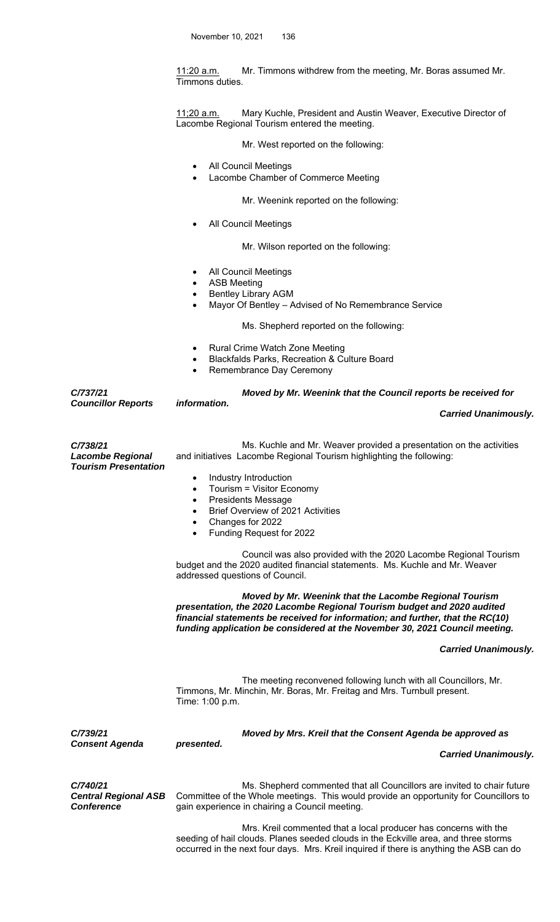11:20 a.m.  Mr. Timmons withdrew from the meeting, Mr. Boras assumed Mr. Timmons duties.

11;20 a.m.  Mary Kuchle, President and Austin Weaver, Executive Director of Lacombe Regional Tourism entered the meeting.

Mr. West reported on the following:

- All Council Meetings
- Lacombe Chamber of Commerce Meeting

Mr. Weenink reported on the following:

- All Council Meetings

Mr. Wilson reported on the following:

- All Council Meetings
- ASB Meeting
- Bentley Library AGM
- Mayor Of Bentley – Advised of No Remembrance Service

Ms. Shepherd reported on the following:

- Rural Crime Watch Zone Meeting
- Blackfalds Parks, Recreation & Culture Board
- Remembrance Day Ceremony

***C/737/21***
***Councillor Reports***

***Moved by Mr. Weenink that the Council reports be received for information.***

***Carried Unanimously.***

***C/738/21***
***Lacombe Regional Tourism Presentation***

Ms. Kuchle and Mr. Weaver provided a presentation on the activities and initiatives Lacombe Regional Tourism highlighting the following:

- Industry Introduction
- Tourism = Visitor Economy
- Presidents Message
- Brief Overview of 2021 Activities
- Changes for 2022
- Funding Request for 2022

Council was also provided with the 2020 Lacombe Regional Tourism budget and the 2020 audited financial statements. Ms. Kuchle and Mr. Weaver addressed questions of Council.

***Moved by Mr. Weenink that the Lacombe Regional Tourism presentation, the 2020 Lacombe Regional Tourism budget and 2020 audited financial statements be received for information; and further, that the RC(10) funding application be considered at the November 30, 2021 Council meeting.***

***Carried Unanimously.***

The meeting reconvened following lunch with all Councillors, Mr. Timmons, Mr. Minchin, Mr. Boras, Mr. Freitag and Mrs. Turnbull present. Time: 1:00 p.m.

***C/739/21***
***Consent Agenda***

***Moved by Mrs. Kreil that the Consent Agenda be approved as presented.***

***Carried Unanimously.***

***C/740/21***
***Central Regional ASB Conference***

Ms. Shepherd commented that all Councillors are invited to chair future Committee of the Whole meetings. This would provide an opportunity for Councillors to gain experience in chairing a Council meeting.

Mrs. Kreil commented that a local producer has concerns with the seeding of hail clouds. Planes seeded clouds in the Eckville area, and three storms occurred in the next four days. Mrs. Kreil inquired if there is anything the ASB can do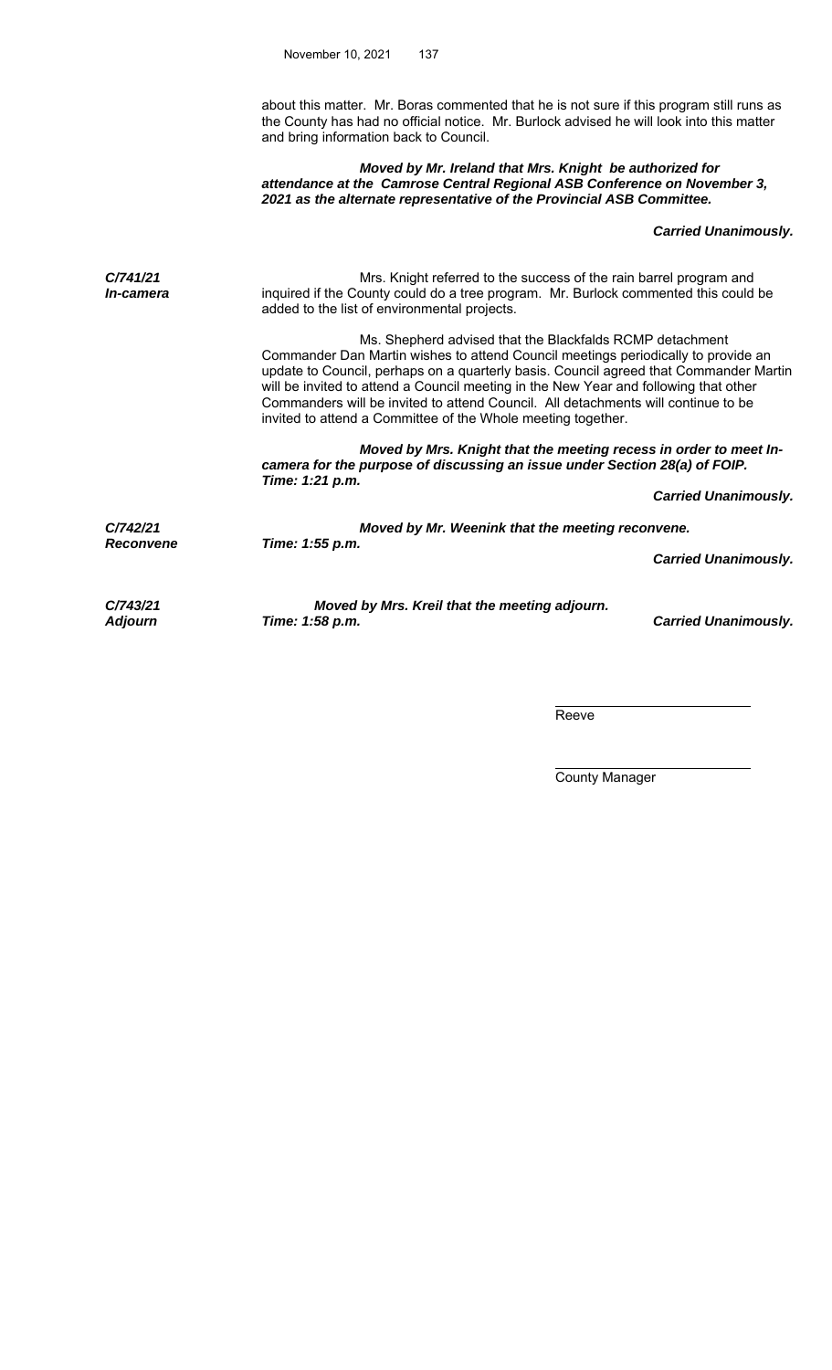about this matter. Mr. Boras commented that he is not sure if this program still runs as the County has had no official notice. Mr. Burlock advised he will look into this matter and bring information back to Council.

***Moved by Mr. Ireland that Mrs. Knight be authorized for attendance at the Camrose Central Regional ASB Conference on November 3, 2021 as the alternate representative of the Provincial ASB Committee.***

***Carried Unanimously.***

***C/741/21***
***In-camera***

Mrs. Knight referred to the success of the rain barrel program and inquired if the County could do a tree program. Mr. Burlock commented this could be added to the list of environmental projects.

Ms. Shepherd advised that the Blackfalds RCMP detachment Commander Dan Martin wishes to attend Council meetings periodically to provide an update to Council, perhaps on a quarterly basis. Council agreed that Commander Martin will be invited to attend a Council meeting in the New Year and following that other Commanders will be invited to attend Council. All detachments will continue to be invited to attend a Committee of the Whole meeting together.

***Moved by Mrs. Knight that the meeting recess in order to meet In-camera for the purpose of discussing an issue under Section 28(a) of FOIP.***
***Time: 1:21 p.m.***

***Carried Unanimously.***

***C/742/21***
***Reconvene***

***Moved by Mr. Weenink that the meeting reconvene.***
***Time: 1:55 p.m.***

***Carried Unanimously.***

***C/743/21***
***Adjourn***

***Moved by Mrs. Kreil that the meeting adjourn.***
***Time: 1:58 p.m.***

***Carried Unanimously.***

Reeve

County Manager